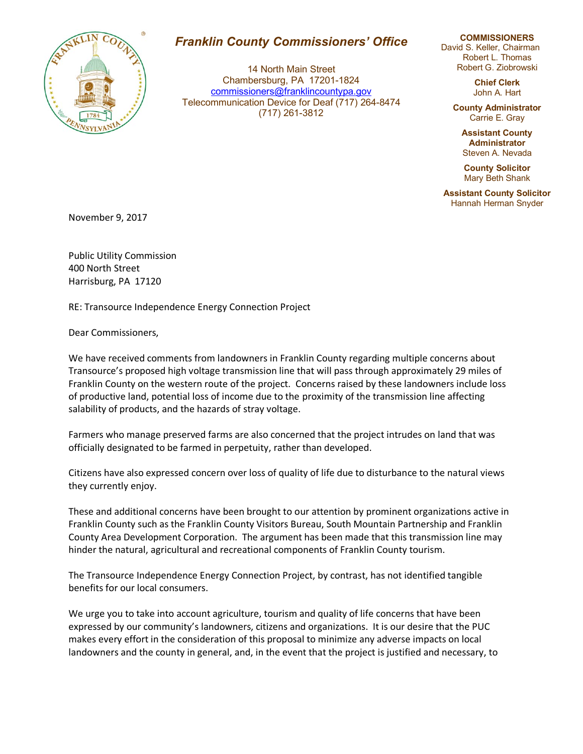# *Franklin County Commissioners' Office*

14 North Main Street
Chambersburg, PA 17201-1824
commissioners@franklincountypa.gov
Telecommunication Device for Deaf (717) 264-8474
(717) 261-3812

**COMMISSIONERS**
David S. Keller, Chairman
Robert L. Thomas
Robert G. Ziobrowski

**Chief Clerk**
John A. Hart

**County Administrator**
Carrie E. Gray

**Assistant County Administrator**
Steven A. Nevada

**County Solicitor**
Mary Beth Shank

**Assistant County Solicitor**
Hannah Herman Snyder

November 9, 2017

Public Utility Commission
400 North Street
Harrisburg, PA 17120

RE: Transource Independence Energy Connection Project

Dear Commissioners,

We have received comments from landowners in Franklin County regarding multiple concerns about Transource's proposed high voltage transmission line that will pass through approximately 29 miles of Franklin County on the western route of the project. Concerns raised by these landowners include loss of productive land, potential loss of income due to the proximity of the transmission line affecting salability of products, and the hazards of stray voltage.

Farmers who manage preserved farms are also concerned that the project intrudes on land that was officially designated to be farmed in perpetuity, rather than developed.

Citizens have also expressed concern over loss of quality of life due to disturbance to the natural views they currently enjoy.

These and additional concerns have been brought to our attention by prominent organizations active in Franklin County such as the Franklin County Visitors Bureau, South Mountain Partnership and Franklin County Area Development Corporation. The argument has been made that this transmission line may hinder the natural, agricultural and recreational components of Franklin County tourism.

The Transource Independence Energy Connection Project, by contrast, has not identified tangible benefits for our local consumers.

We urge you to take into account agriculture, tourism and quality of life concerns that have been expressed by our community's landowners, citizens and organizations. It is our desire that the PUC makes every effort in the consideration of this proposal to minimize any adverse impacts on local landowners and the county in general, and, in the event that the project is justified and necessary, to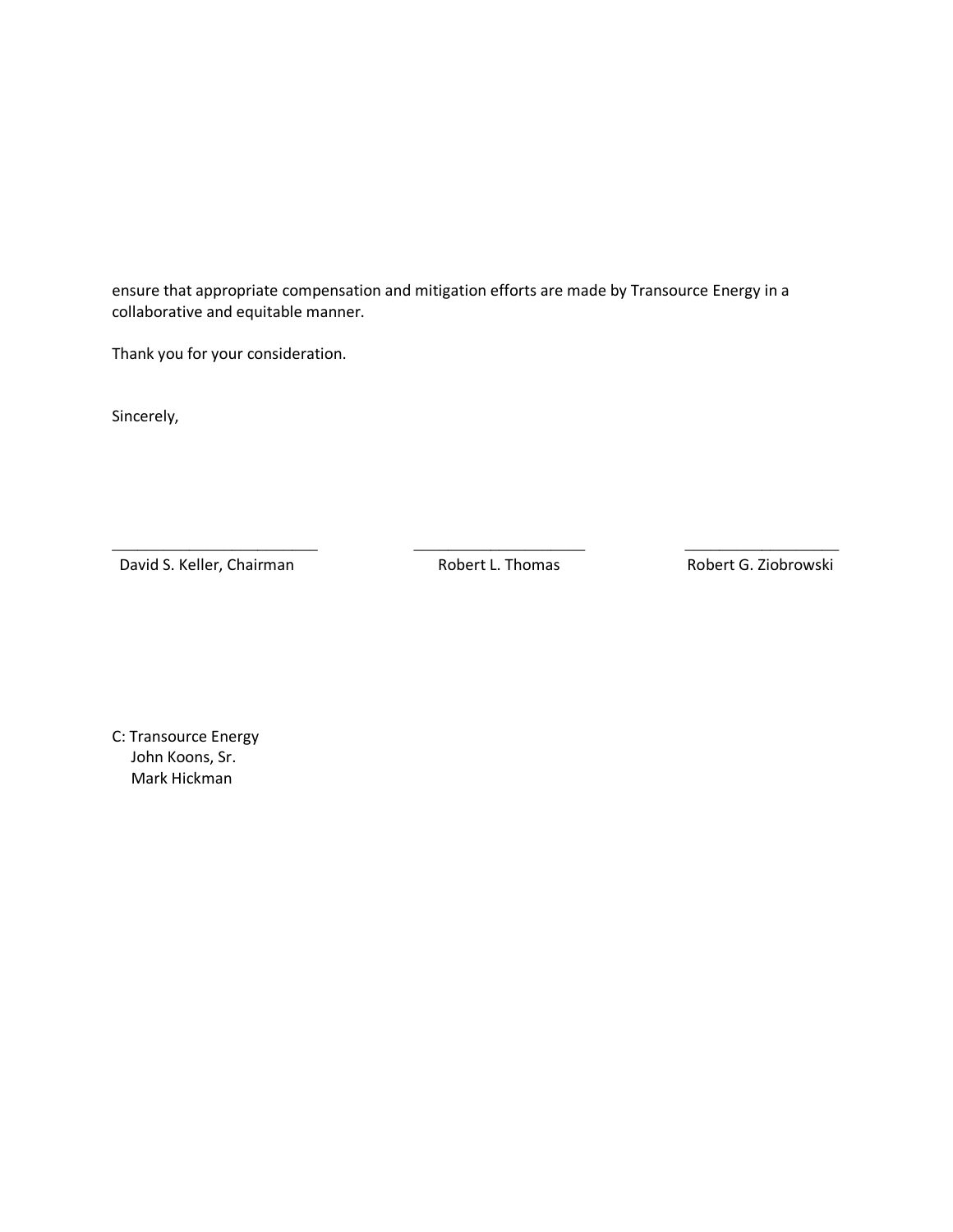ensure that appropriate compensation and mitigation efforts are made by Transource Energy in a collaborative and equitable manner.

Thank you for your consideration.

Sincerely,

| | | |
|---|---|---|
| ________________________ | ____________________ | __________________ |
| David S. Keller, Chairman | Robert L. Thomas | Robert G. Ziobrowski |

C: Transource Energy
John Koons, Sr.
Mark Hickman